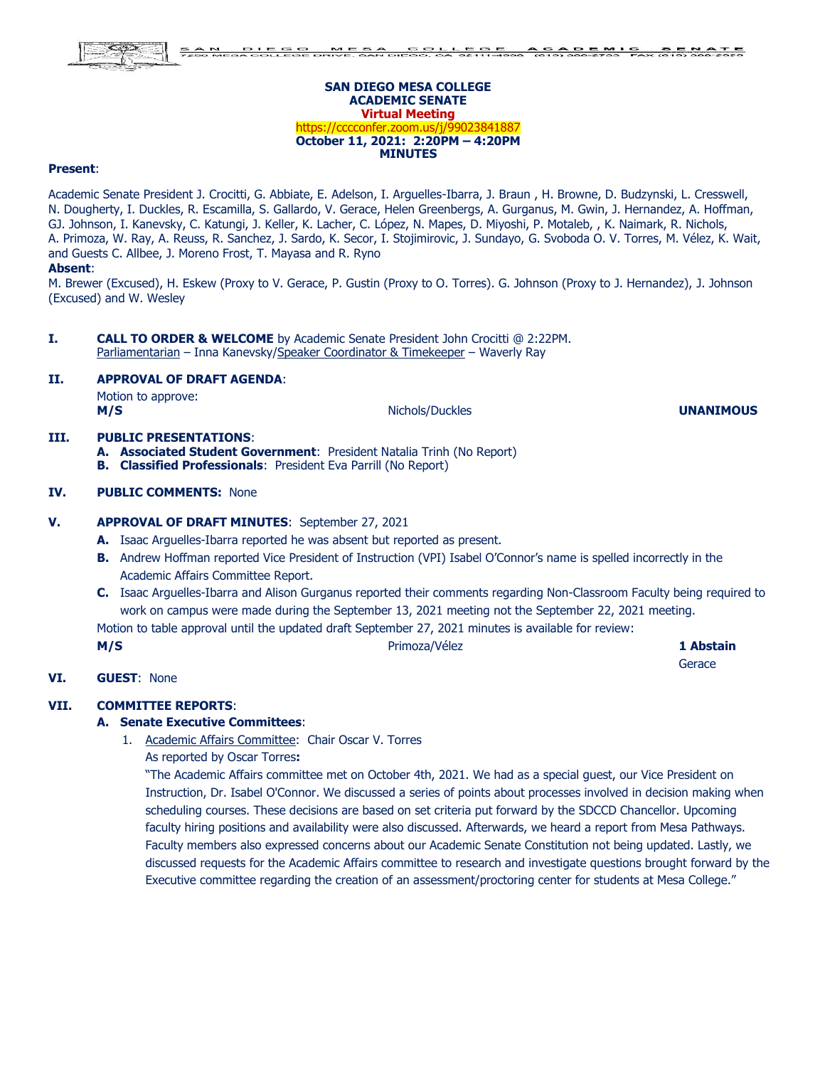**SAN DIEGO MESA COLLEGE**
**ACADEMIC SENATE**
**Virtual Meeting**
https://cccconfer.zoom.us/j/99023841887
**October 11, 2021: 2:20PM – 4:20PM**
**MINUTES**

**Present**:

Academic Senate President J. Crocitti, G. Abbiate, E. Adelson, I. Arguelles-Ibarra, J. Braun , H. Browne, D. Budzynski, L. Cresswell, N. Dougherty, I. Duckles, R. Escamilla, S. Gallardo, V. Gerace, Helen Greenbergs, A. Gurganus, M. Gwin, J. Hernandez, A. Hoffman, GJ. Johnson, I. Kanevsky, C. Katungi, J. Keller, K. Lacher, C. López, N. Mapes, D. Miyoshi, P. Motaleb, , K. Naimark, R. Nichols, A. Primoza, W. Ray, A. Reuss, R. Sanchez, J. Sardo, K. Secor, I. Stojimirovic, J. Sundayo, G. Svoboda O. V. Torres, M. Vélez, K. Wait, and Guests C. Allbee, J. Moreno Frost, T. Mayasa and R. Ryno

**Absent**:

M. Brewer (Excused), H. Eskew (Proxy to V. Gerace, P. Gustin (Proxy to O. Torres). G. Johnson (Proxy to J. Hernandez), J. Johnson (Excused) and W. Wesley

**I. CALL TO ORDER & WELCOME** by Academic Senate President John Crocitti @ 2:22PM.
Parliamentarian – Inna Kanevsky/Speaker Coordinator & Timekeeper – Waverly Ray

**II. APPROVAL OF DRAFT AGENDA**:
Motion to approve:
**M/S** Nichols/Duckles **UNANIMOUS**

**III. PUBLIC PRESENTATIONS**:
**A. Associated Student Government**: President Natalia Trinh (No Report)
**B. Classified Professionals**: President Eva Parrill (No Report)

**IV. PUBLIC COMMENTS:** None

**V. APPROVAL OF DRAFT MINUTES**: September 27, 2021
**A.** Isaac Arguelles-Ibarra reported he was absent but reported as present.
**B.** Andrew Hoffman reported Vice President of Instruction (VPI) Isabel O'Connor's name is spelled incorrectly in the Academic Affairs Committee Report.
**C.** Isaac Arguelles-Ibarra and Alison Gurganus reported their comments regarding Non-Classroom Faculty being required to work on campus were made during the September 13, 2021 meeting not the September 22, 2021 meeting.
Motion to table approval until the updated draft September 27, 2021 minutes is available for review:
**M/S** Primoza/Vélez **1 Abstain**
Gerace

**VI. GUEST**: None

**VII. COMMITTEE REPORTS**:
**A. Senate Executive Committees**:
1. Academic Affairs Committee: Chair Oscar V. Torres
As reported by Oscar Torres**:**
"The Academic Affairs committee met on October 4th, 2021. We had as a special guest, our Vice President on Instruction, Dr. Isabel O'Connor. We discussed a series of points about processes involved in decision making when scheduling courses. These decisions are based on set criteria put forward by the SDCCD Chancellor. Upcoming faculty hiring positions and availability were also discussed. Afterwards, we heard a report from Mesa Pathways. Faculty members also expressed concerns about our Academic Senate Constitution not being updated. Lastly, we discussed requests for the Academic Affairs committee to research and investigate questions brought forward by the Executive committee regarding the creation of an assessment/proctoring center for students at Mesa College."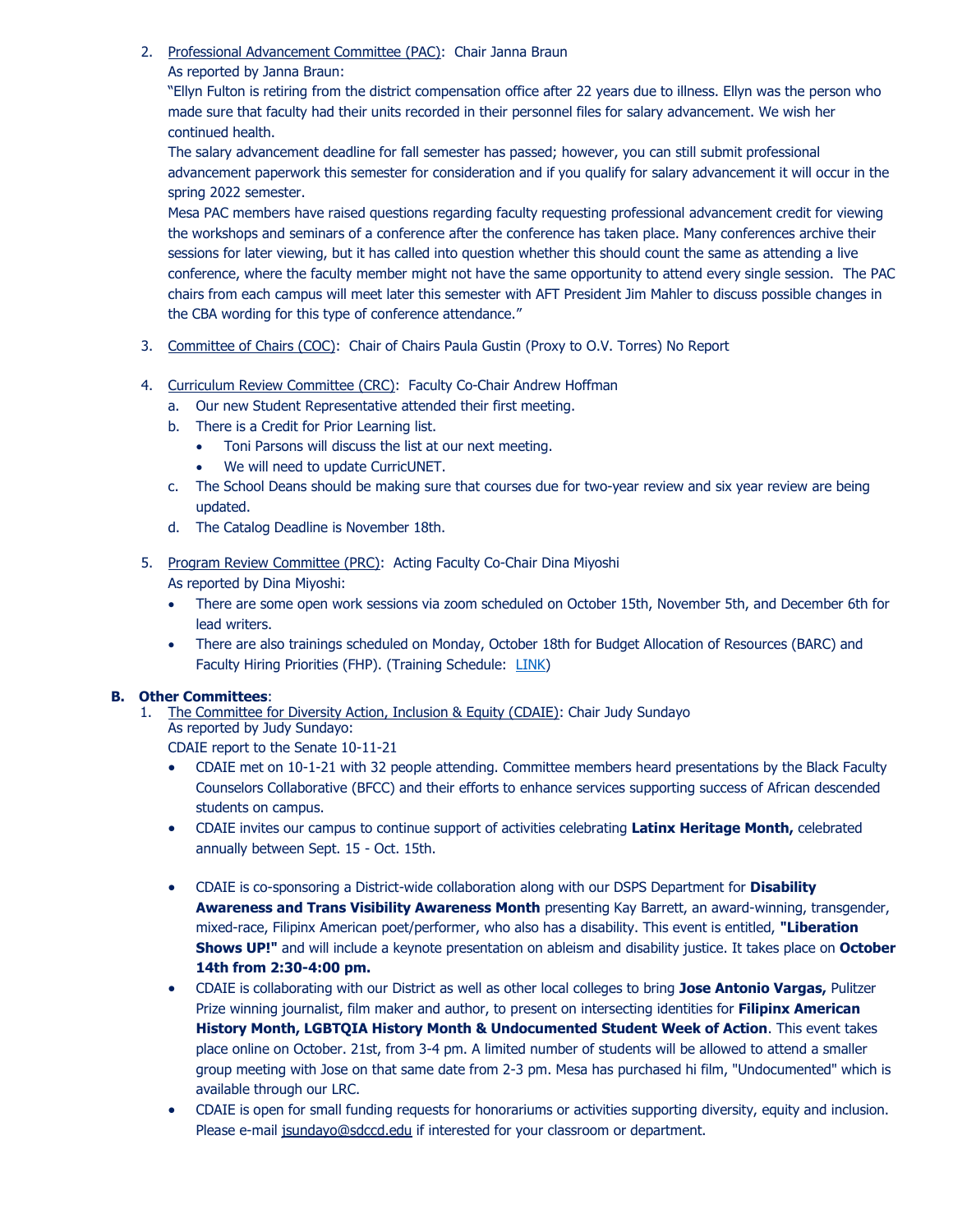2. Professional Advancement Committee (PAC): Chair Janna Braun

   As reported by Janna Braun:

   "Ellyn Fulton is retiring from the district compensation office after 22 years due to illness. Ellyn was the person who made sure that faculty had their units recorded in their personnel files for salary advancement. We wish her continued health.

   The salary advancement deadline for fall semester has passed; however, you can still submit professional advancement paperwork this semester for consideration and if you qualify for salary advancement it will occur in the spring 2022 semester.

   Mesa PAC members have raised questions regarding faculty requesting professional advancement credit for viewing the workshops and seminars of a conference after the conference has taken place. Many conferences archive their sessions for later viewing, but it has called into question whether this should count the same as attending a live conference, where the faculty member might not have the same opportunity to attend every single session. The PAC chairs from each campus will meet later this semester with AFT President Jim Mahler to discuss possible changes in the CBA wording for this type of conference attendance."

3. Committee of Chairs (COC): Chair of Chairs Paula Gustin (Proxy to O.V. Torres) No Report

4. Curriculum Review Committee (CRC): Faculty Co-Chair Andrew Hoffman
   a. Our new Student Representative attended their first meeting.
   b. There is a Credit for Prior Learning list.
      - Toni Parsons will discuss the list at our next meeting.
      - We will need to update CurricUNET.
   c. The School Deans should be making sure that courses due for two-year review and six year review are being updated.
   d. The Catalog Deadline is November 18th.

5. Program Review Committee (PRC): Acting Faculty Co-Chair Dina Miyoshi

   As reported by Dina Miyoshi:
   - There are some open work sessions via zoom scheduled on October 15th, November 5th, and December 6th for lead writers.
   - There are also trainings scheduled on Monday, October 18th for Budget Allocation of Resources (BARC) and Faculty Hiring Priorities (FHP). (Training Schedule: LINK)

**B. Other Committees**:

1. The Committee for Diversity Action, Inclusion & Equity (CDAIE): Chair Judy Sundayo

   As reported by Judy Sundayo:

   CDAIE report to the Senate 10-11-21
   - CDAIE met on 10-1-21 with 32 people attending. Committee members heard presentations by the Black Faculty Counselors Collaborative (BFCC) and their efforts to enhance services supporting success of African descended students on campus.
   - CDAIE invites our campus to continue support of activities celebrating **Latinx Heritage Month,** celebrated annually between Sept. 15 - Oct. 15th.
   - CDAIE is co-sponsoring a District-wide collaboration along with our DSPS Department for **Disability Awareness and Trans Visibility Awareness Month** presenting Kay Barrett, an award-winning, transgender, mixed-race, Filipinx American poet/performer, who also has a disability. This event is entitled, **"Liberation Shows UP!"** and will include a keynote presentation on ableism and disability justice. It takes place on **October 14th from 2:30-4:00 pm.**
   - CDAIE is collaborating with our District as well as other local colleges to bring **Jose Antonio Vargas,** Pulitzer Prize winning journalist, film maker and author, to present on intersecting identities for **Filipinx American History Month, LGBTQIA History Month & Undocumented Student Week of Action**. This event takes place online on October. 21st, from 3-4 pm. A limited number of students will be allowed to attend a smaller group meeting with Jose on that same date from 2-3 pm. Mesa has purchased hi film, "Undocumented" which is available through our LRC.
   - CDAIE is open for small funding requests for honorariums or activities supporting diversity, equity and inclusion. Please e-mail jsundayo@sdccd.edu if interested for your classroom or department.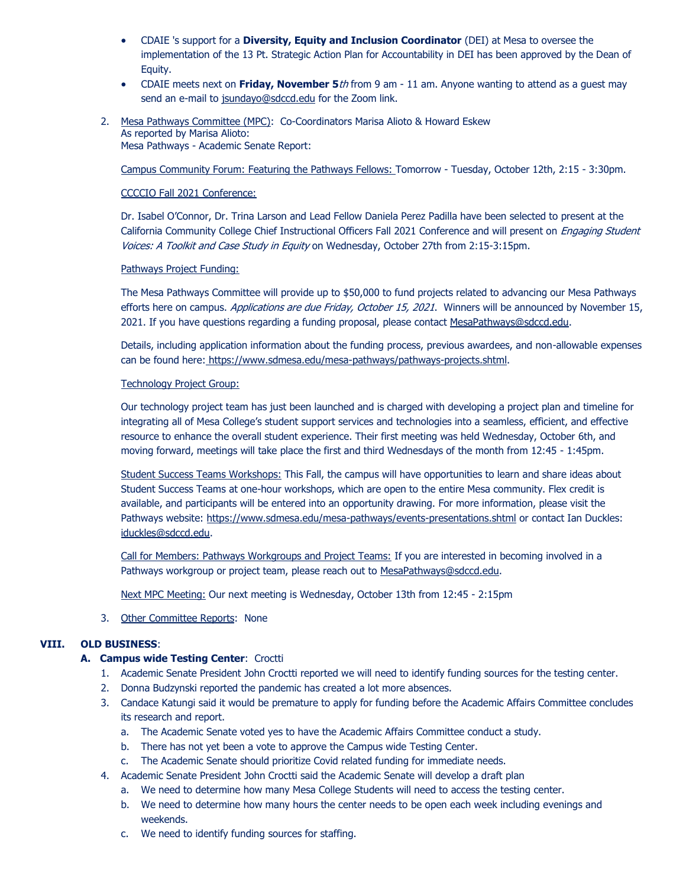- CDAIE 's support for a **Diversity, Equity and Inclusion Coordinator** (DEI) at Mesa to oversee the implementation of the 13 Pt. Strategic Action Plan for Accountability in DEI has been approved by the Dean of Equity.
- CDAIE meets next on **Friday, November 5***th* from 9 am - 11 am. Anyone wanting to attend as a guest may send an e-mail to jsundayo@sdccd.edu for the Zoom link.

2. Mesa Pathways Committee (MPC): Co-Coordinators Marisa Alioto & Howard Eskew
   As reported by Marisa Alioto:
   Mesa Pathways - Academic Senate Report:

   Campus Community Forum: Featuring the Pathways Fellows: Tomorrow - Tuesday, October 12th, 2:15 - 3:30pm.

   CCCCIO Fall 2021 Conference:

   Dr. Isabel O'Connor, Dr. Trina Larson and Lead Fellow Daniela Perez Padilla have been selected to present at the California Community College Chief Instructional Officers Fall 2021 Conference and will present on *Engaging Student Voices: A Toolkit and Case Study in Equity* on Wednesday, October 27th from 2:15-3:15pm.

   Pathways Project Funding:

   The Mesa Pathways Committee will provide up to $50,000 to fund projects related to advancing our Mesa Pathways efforts here on campus. *Applications are due Friday, October 15, 2021*. Winners will be announced by November 15, 2021. If you have questions regarding a funding proposal, please contact MesaPathways@sdccd.edu.

   Details, including application information about the funding process, previous awardees, and non-allowable expenses can be found here: https://www.sdmesa.edu/mesa-pathways/pathways-projects.shtml.

   Technology Project Group:

   Our technology project team has just been launched and is charged with developing a project plan and timeline for integrating all of Mesa College's student support services and technologies into a seamless, efficient, and effective resource to enhance the overall student experience. Their first meeting was held Wednesday, October 6th, and moving forward, meetings will take place the first and third Wednesdays of the month from 12:45 - 1:45pm.

   Student Success Teams Workshops: This Fall, the campus will have opportunities to learn and share ideas about Student Success Teams at one-hour workshops, which are open to the entire Mesa community. Flex credit is available, and participants will be entered into an opportunity drawing. For more information, please visit the Pathways website: https://www.sdmesa.edu/mesa-pathways/events-presentations.shtml or contact Ian Duckles: iduckles@sdccd.edu.

   Call for Members: Pathways Workgroups and Project Teams: If you are interested in becoming involved in a Pathways workgroup or project team, please reach out to MesaPathways@sdccd.edu.

   Next MPC Meeting: Our next meeting is Wednesday, October 13th from 12:45 - 2:15pm

3. Other Committee Reports: None

## VIII. OLD BUSINESS:

### A. Campus wide Testing Center: Croctti

1. Academic Senate President John Croctti reported we will need to identify funding sources for the testing center.
2. Donna Budzynski reported the pandemic has created a lot more absences.
3. Candace Katungi said it would be premature to apply for funding before the Academic Affairs Committee concludes its research and report.
   a. The Academic Senate voted yes to have the Academic Affairs Committee conduct a study.
   b. There has not yet been a vote to approve the Campus wide Testing Center.
   c. The Academic Senate should prioritize Covid related funding for immediate needs.
4. Academic Senate President John Croctti said the Academic Senate will develop a draft plan
   a. We need to determine how many Mesa College Students will need to access the testing center.
   b. We need to determine how many hours the center needs to be open each week including evenings and weekends.
   c. We need to identify funding sources for staffing.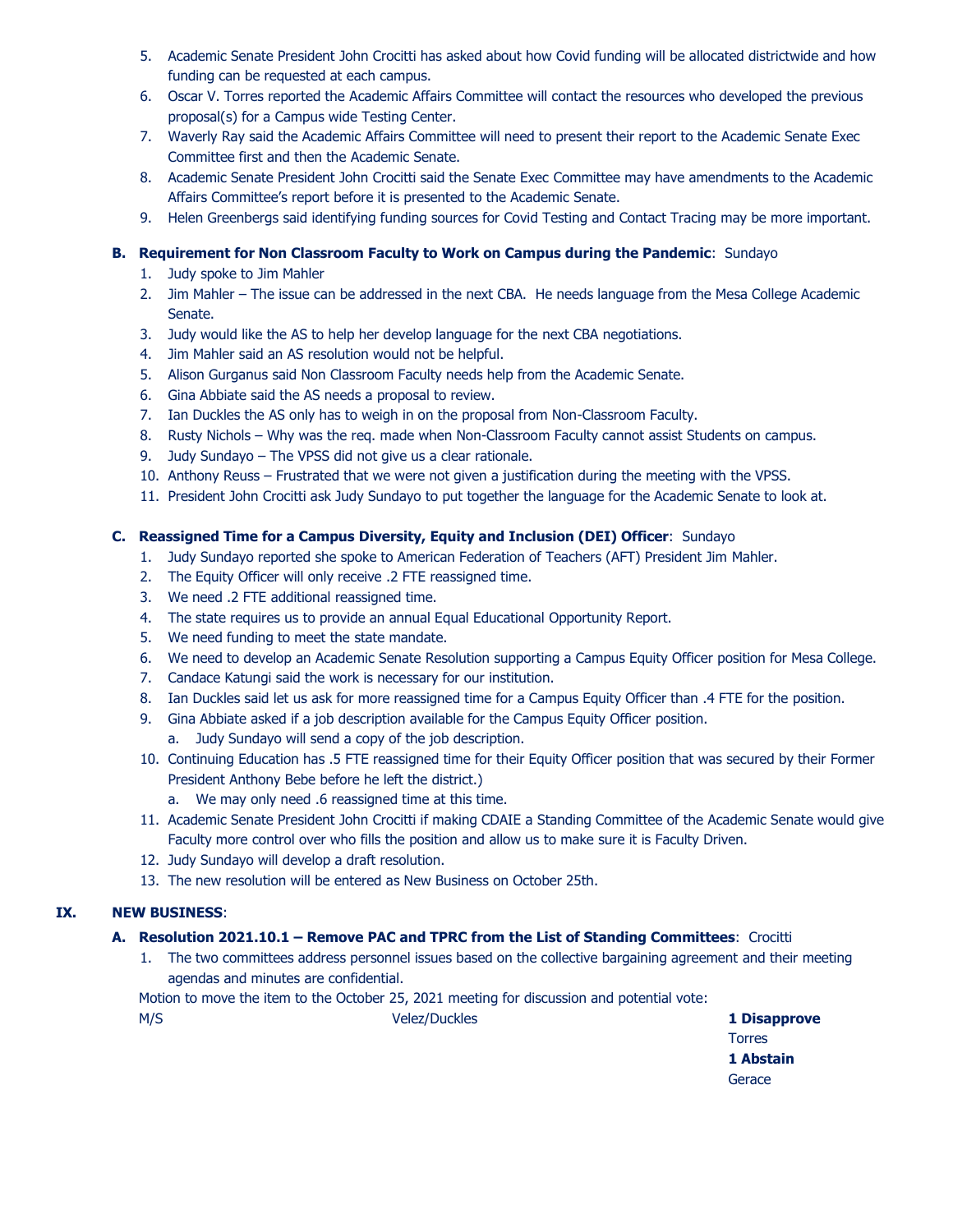5. Academic Senate President John Crocitti has asked about how Covid funding will be allocated districtwide and how funding can be requested at each campus.
6. Oscar V. Torres reported the Academic Affairs Committee will contact the resources who developed the previous proposal(s) for a Campus wide Testing Center.
7. Waverly Ray said the Academic Affairs Committee will need to present their report to the Academic Senate Exec Committee first and then the Academic Senate.
8. Academic Senate President John Crocitti said the Senate Exec Committee may have amendments to the Academic Affairs Committee's report before it is presented to the Academic Senate.
9. Helen Greenbergs said identifying funding sources for Covid Testing and Contact Tracing may be more important.

**B. Requirement for Non Classroom Faculty to Work on Campus during the Pandemic**: Sundayo

1. Judy spoke to Jim Mahler
2. Jim Mahler – The issue can be addressed in the next CBA. He needs language from the Mesa College Academic Senate.
3. Judy would like the AS to help her develop language for the next CBA negotiations.
4. Jim Mahler said an AS resolution would not be helpful.
5. Alison Gurganus said Non Classroom Faculty needs help from the Academic Senate.
6. Gina Abbiate said the AS needs a proposal to review.
7. Ian Duckles the AS only has to weigh in on the proposal from Non-Classroom Faculty.
8. Rusty Nichols – Why was the req. made when Non-Classroom Faculty cannot assist Students on campus.
9. Judy Sundayo – The VPSS did not give us a clear rationale.
10. Anthony Reuss – Frustrated that we were not given a justification during the meeting with the VPSS.
11. President John Crocitti ask Judy Sundayo to put together the language for the Academic Senate to look at.

**C. Reassigned Time for a Campus Diversity, Equity and Inclusion (DEI) Officer**: Sundayo

1. Judy Sundayo reported she spoke to American Federation of Teachers (AFT) President Jim Mahler.
2. The Equity Officer will only receive .2 FTE reassigned time.
3. We need .2 FTE additional reassigned time.
4. The state requires us to provide an annual Equal Educational Opportunity Report.
5. We need funding to meet the state mandate.
6. We need to develop an Academic Senate Resolution supporting a Campus Equity Officer position for Mesa College.
7. Candace Katungi said the work is necessary for our institution.
8. Ian Duckles said let us ask for more reassigned time for a Campus Equity Officer than .4 FTE for the position.
9. Gina Abbiate asked if a job description available for the Campus Equity Officer position.
   a. Judy Sundayo will send a copy of the job description.
10. Continuing Education has .5 FTE reassigned time for their Equity Officer position that was secured by their Former President Anthony Bebe before he left the district.)
    a. We may only need .6 reassigned time at this time.
11. Academic Senate President John Crocitti if making CDAIE a Standing Committee of the Academic Senate would give Faculty more control over who fills the position and allow us to make sure it is Faculty Driven.
12. Judy Sundayo will develop a draft resolution.
13. The new resolution will be entered as New Business on October 25th.

## IX. NEW BUSINESS:

**A. Resolution 2021.10.1 – Remove PAC and TPRC from the List of Standing Committees**: Crocitti

1. The two committees address personnel issues based on the collective bargaining agreement and their meeting agendas and minutes are confidential.

Motion to move the item to the October 25, 2021 meeting for discussion and potential vote:

| M/S | Velez/Duckles | **1 Disapprove**<br>Torres<br>**1 Abstain**<br>Gerace |
|---|---|---|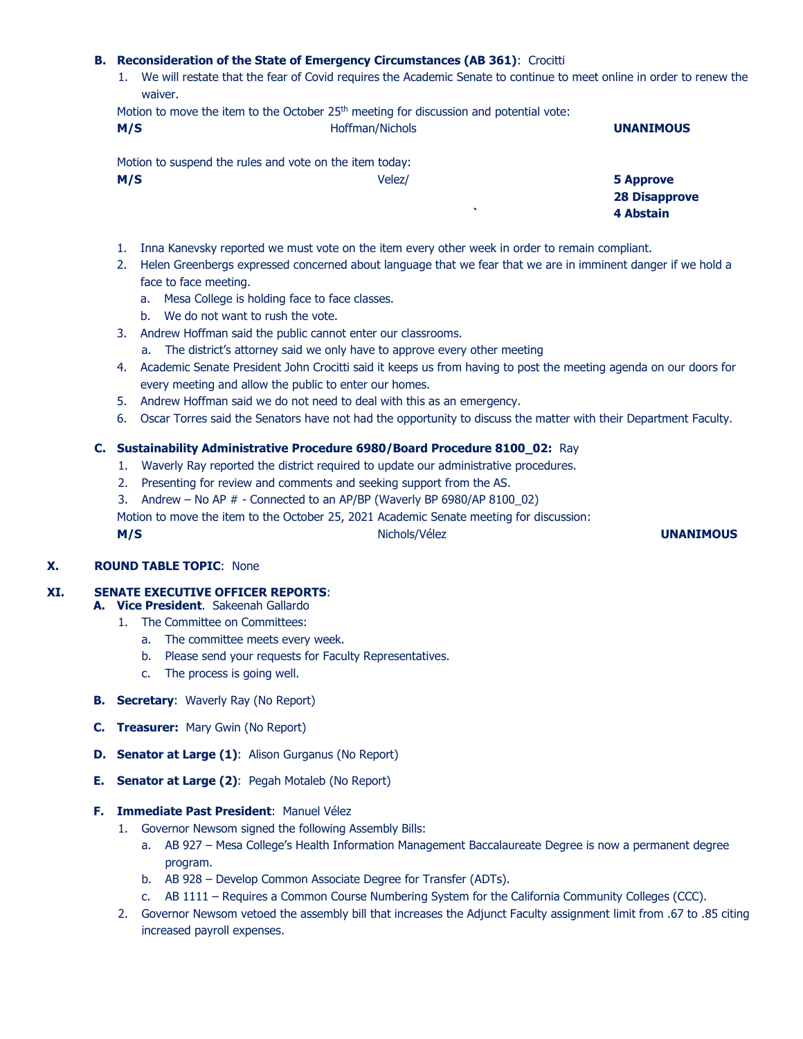**B. Reconsideration of the State of Emergency Circumstances (AB 361)**: Crocitti

1. We will restate that the fear of Covid requires the Academic Senate to continue to meet online in order to renew the waiver.

Motion to move the item to the October 25th meeting for discussion and potential vote:

| **M/S** | Hoffman/Nichols | **UNANIMOUS** |
|---|---|---|

Motion to suspend the rules and vote on the item today:

| **M/S** | Velez/ | **5 Approve** **28 Disapprove** **4 Abstain** |
|---|---|---|

1. Inna Kanevsky reported we must vote on the item every other week in order to remain compliant.
2. Helen Greenbergs expressed concerned about language that we fear that we are in imminent danger if we hold a face to face meeting.
   a. Mesa College is holding face to face classes.
   b. We do not want to rush the vote.
3. Andrew Hoffman said the public cannot enter our classrooms.
   a. The district's attorney said we only have to approve every other meeting
4. Academic Senate President John Crocitti said it keeps us from having to post the meeting agenda on our doors for every meeting and allow the public to enter our homes.
5. Andrew Hoffman said we do not need to deal with this as an emergency.
6. Oscar Torres said the Senators have not had the opportunity to discuss the matter with their Department Faculty.

**C. Sustainability Administrative Procedure 6980/Board Procedure 8100_02:** Ray

1. Waverly Ray reported the district required to update our administrative procedures.
2. Presenting for review and comments and seeking support from the AS.
3. Andrew – No AP # - Connected to an AP/BP (Waverly BP 6980/AP 8100_02)

Motion to move the item to the October 25, 2021 Academic Senate meeting for discussion:

| **M/S** | Nichols/Vélez | **UNANIMOUS** |
|---|---|---|

**X. ROUND TABLE TOPIC**: None

**XI. SENATE EXECUTIVE OFFICER REPORTS**:

**A. Vice President**. Sakeenah Gallardo

1. The Committee on Committees:
   a. The committee meets every week.
   b. Please send your requests for Faculty Representatives.
   c. The process is going well.

**B. Secretary**: Waverly Ray (No Report)

**C. Treasurer:** Mary Gwin (No Report)

**D. Senator at Large (1)**: Alison Gurganus (No Report)

**E. Senator at Large (2)**: Pegah Motaleb (No Report)

**F. Immediate Past President**: Manuel Vélez

1. Governor Newsom signed the following Assembly Bills:
   a. AB 927 – Mesa College's Health Information Management Baccalaureate Degree is now a permanent degree program.
   b. AB 928 – Develop Common Associate Degree for Transfer (ADTs).
   c. AB 1111 – Requires a Common Course Numbering System for the California Community Colleges (CCC).
2. Governor Newsom vetoed the assembly bill that increases the Adjunct Faculty assignment limit from .67 to .85 citing increased payroll expenses.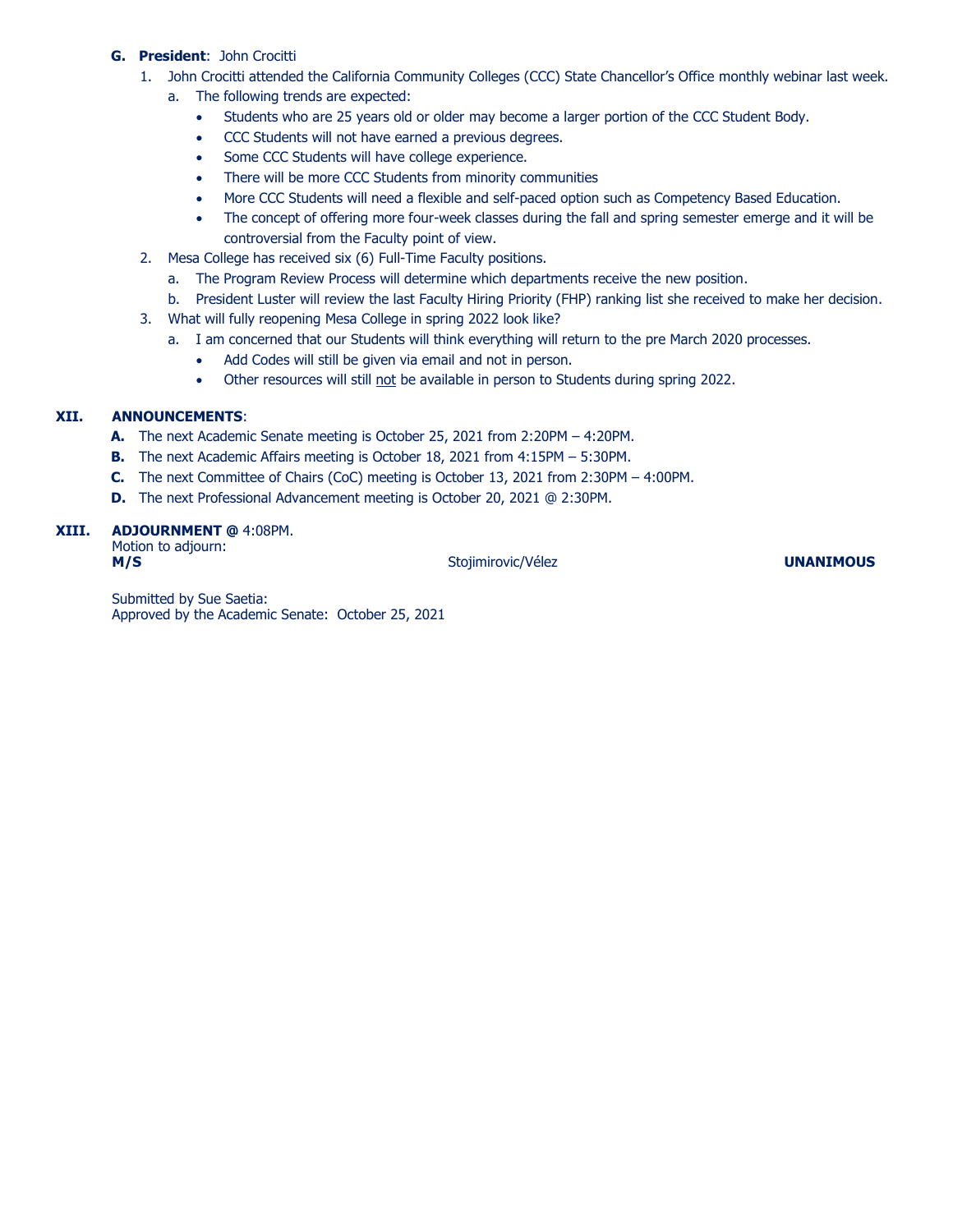**G. President**: John Crocitti

1. John Crocitti attended the California Community Colleges (CCC) State Chancellor's Office monthly webinar last week.
   a. The following trends are expected:
      - Students who are 25 years old or older may become a larger portion of the CCC Student Body.
      - CCC Students will not have earned a previous degrees.
      - Some CCC Students will have college experience.
      - There will be more CCC Students from minority communities
      - More CCC Students will need a flexible and self-paced option such as Competency Based Education.
      - The concept of offering more four-week classes during the fall and spring semester emerge and it will be controversial from the Faculty point of view.
2. Mesa College has received six (6) Full-Time Faculty positions.
   a. The Program Review Process will determine which departments receive the new position.
   b. President Luster will review the last Faculty Hiring Priority (FHP) ranking list she received to make her decision.
3. What will fully reopening Mesa College in spring 2022 look like?
   a. I am concerned that our Students will think everything will return to the pre March 2020 processes.
      - Add Codes will still be given via email and not in person.
      - Other resources will still <u>not</u> be available in person to Students during spring 2022.

## XII. ANNOUNCEMENTS:

**A.** The next Academic Senate meeting is October 25, 2021 from 2:20PM – 4:20PM.
**B.** The next Academic Affairs meeting is October 18, 2021 from 4:15PM – 5:30PM.
**C.** The next Committee of Chairs (CoC) meeting is October 13, 2021 from 2:30PM – 4:00PM.
**D.** The next Professional Advancement meeting is October 20, 2021 @ 2:30PM.

## XIII. ADJOURNMENT @ 4:08PM.

Motion to adjourn:
**M/S** Stojimirovic/Vélez **UNANIMOUS**

Submitted by Sue Saetia:
Approved by the Academic Senate: October 25, 2021